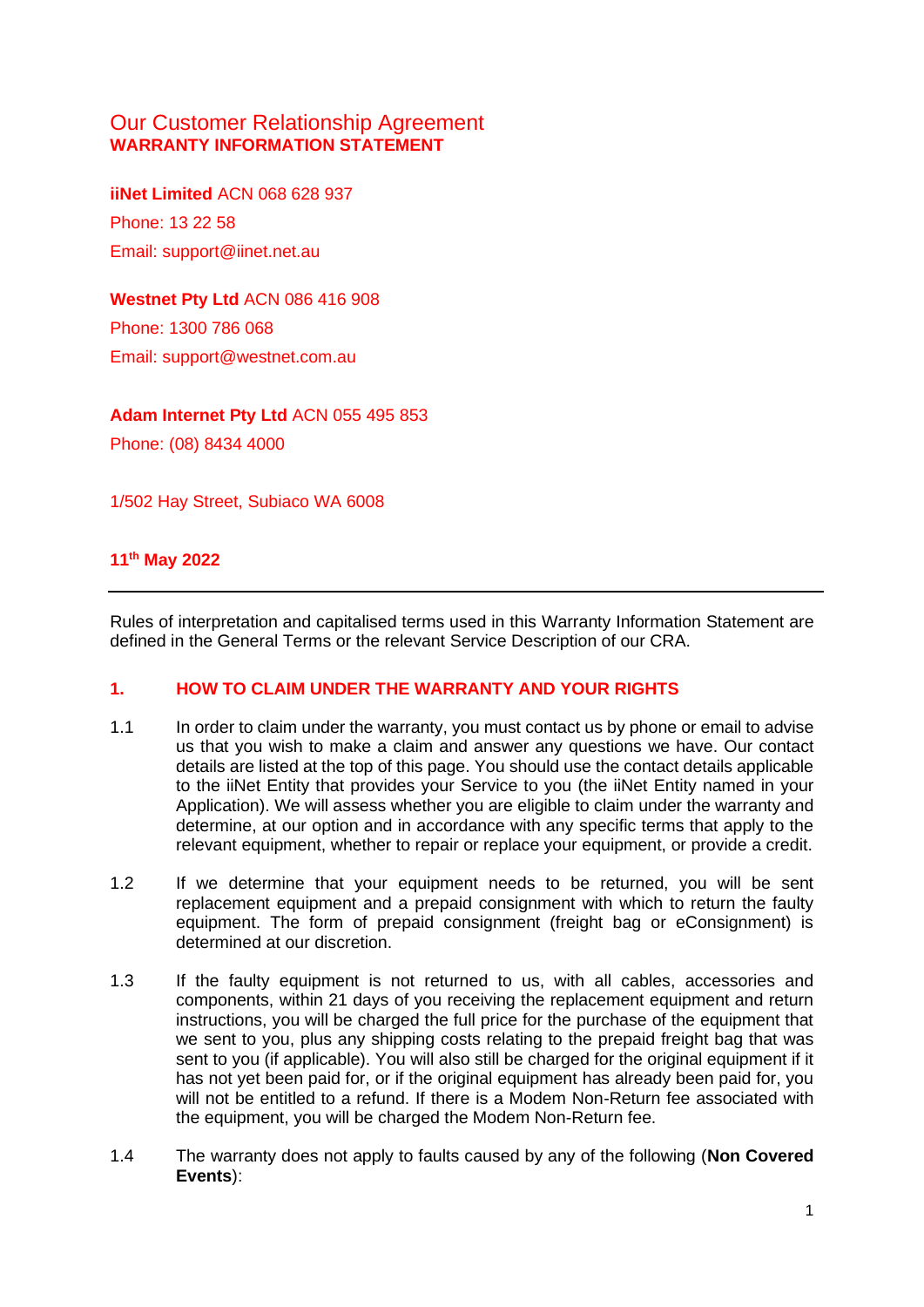# Our Customer Relationship Agreement
## WARRANTY INFORMATION STATEMENT

**iiNet Limited** ACN 068 628 937

Phone: 13 22 58

Email: support@iinet.net.au

**Westnet Pty Ltd** ACN 086 416 908

Phone: 1300 786 068

Email: support@westnet.com.au

**Adam Internet Pty Ltd** ACN 055 495 853

Phone: (08) 8434 4000

1/502 Hay Street, Subiaco WA 6008

**11th May 2022**

---

Rules of interpretation and capitalised terms used in this Warranty Information Statement are defined in the General Terms or the relevant Service Description of our CRA.

### 1. HOW TO CLAIM UNDER THE WARRANTY AND YOUR RIGHTS

1.1 In order to claim under the warranty, you must contact us by phone or email to advise us that you wish to make a claim and answer any questions we have. Our contact details are listed at the top of this page. You should use the contact details applicable to the iiNet Entity that provides your Service to you (the iiNet Entity named in your Application). We will assess whether you are eligible to claim under the warranty and determine, at our option and in accordance with any specific terms that apply to the relevant equipment, whether to repair or replace your equipment, or provide a credit.

1.2 If we determine that your equipment needs to be returned, you will be sent replacement equipment and a prepaid consignment with which to return the faulty equipment. The form of prepaid consignment (freight bag or eConsignment) is determined at our discretion.

1.3 If the faulty equipment is not returned to us, with all cables, accessories and components, within 21 days of you receiving the replacement equipment and return instructions, you will be charged the full price for the purchase of the equipment that we sent to you, plus any shipping costs relating to the prepaid freight bag that was sent to you (if applicable). You will also still be charged for the original equipment if it has not yet been paid for, or if the original equipment has already been paid for, you will not be entitled to a refund. If there is a Modem Non-Return fee associated with the equipment, you will be charged the Modem Non-Return fee.

1.4 The warranty does not apply to faults caused by any of the following (**Non Covered Events**):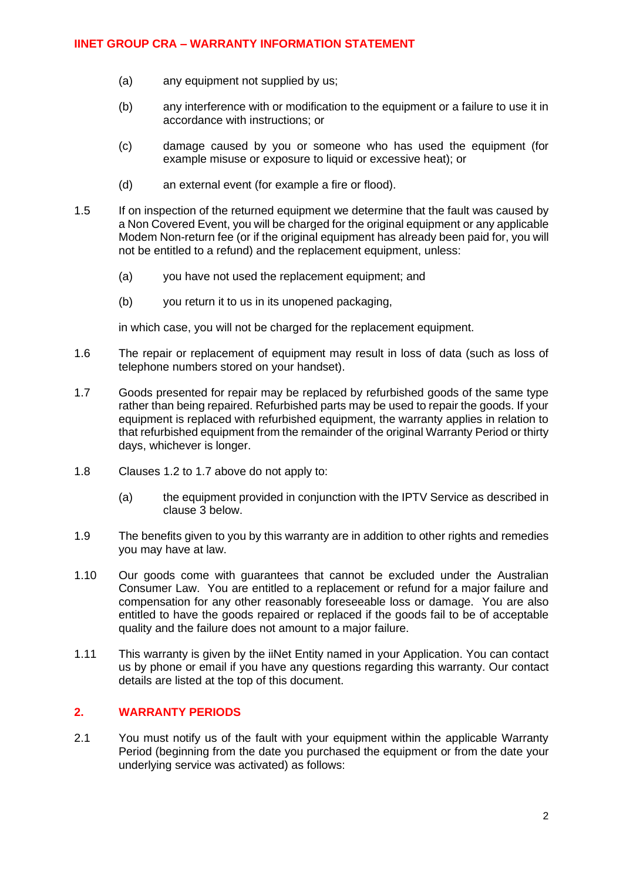(a) any equipment not supplied by us;

(b) any interference with or modification to the equipment or a failure to use it in accordance with instructions; or

(c) damage caused by you or someone who has used the equipment (for example misuse or exposure to liquid or excessive heat); or

(d) an external event (for example a fire or flood).

1.5 If on inspection of the returned equipment we determine that the fault was caused by a Non Covered Event, you will be charged for the original equipment or any applicable Modem Non-return fee (or if the original equipment has already been paid for, you will not be entitled to a refund) and the replacement equipment, unless:

(a) you have not used the replacement equipment; and

(b) you return it to us in its unopened packaging,

in which case, you will not be charged for the replacement equipment.

1.6 The repair or replacement of equipment may result in loss of data (such as loss of telephone numbers stored on your handset).

1.7 Goods presented for repair may be replaced by refurbished goods of the same type rather than being repaired. Refurbished parts may be used to repair the goods. If your equipment is replaced with refurbished equipment, the warranty applies in relation to that refurbished equipment from the remainder of the original Warranty Period or thirty days, whichever is longer.

1.8 Clauses 1.2 to 1.7 above do not apply to:

(a) the equipment provided in conjunction with the IPTV Service as described in clause 3 below.

1.9 The benefits given to you by this warranty are in addition to other rights and remedies you may have at law.

1.10 Our goods come with guarantees that cannot be excluded under the Australian Consumer Law. You are entitled to a replacement or refund for a major failure and compensation for any other reasonably foreseeable loss or damage. You are also entitled to have the goods repaired or replaced if the goods fail to be of acceptable quality and the failure does not amount to a major failure.

1.11 This warranty is given by the iiNet Entity named in your Application. You can contact us by phone or email if you have any questions regarding this warranty. Our contact details are listed at the top of this document.

## 2. WARRANTY PERIODS

2.1 You must notify us of the fault with your equipment within the applicable Warranty Period (beginning from the date you purchased the equipment or from the date your underlying service was activated) as follows: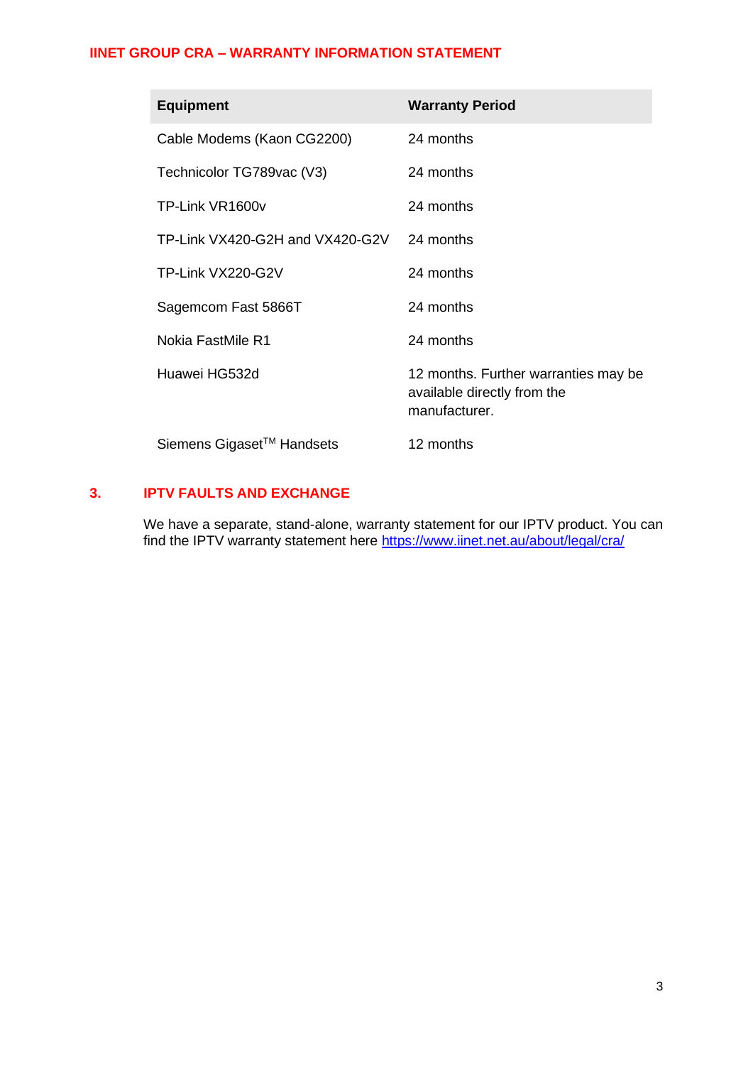| Equipment | Warranty Period |
|---|---|
| Cable Modems (Kaon CG2200) | 24 months |
| Technicolor TG789vac (V3) | 24 months |
| TP-Link VR1600v | 24 months |
| TP-Link VX420-G2H and VX420-G2V | 24 months |
| TP-Link VX220-G2V | 24 months |
| Sagemcom Fast 5866T | 24 months |
| Nokia FastMile R1 | 24 months |
| Huawei HG532d | 12 months. Further warranties may be available directly from the manufacturer. |
| Siemens Gigaset™ Handsets | 12 months |

## 3. IPTV FAULTS AND EXCHANGE

We have a separate, stand-alone, warranty statement for our IPTV product. You can find the IPTV warranty statement here https://www.iinet.net.au/about/legal/cra/